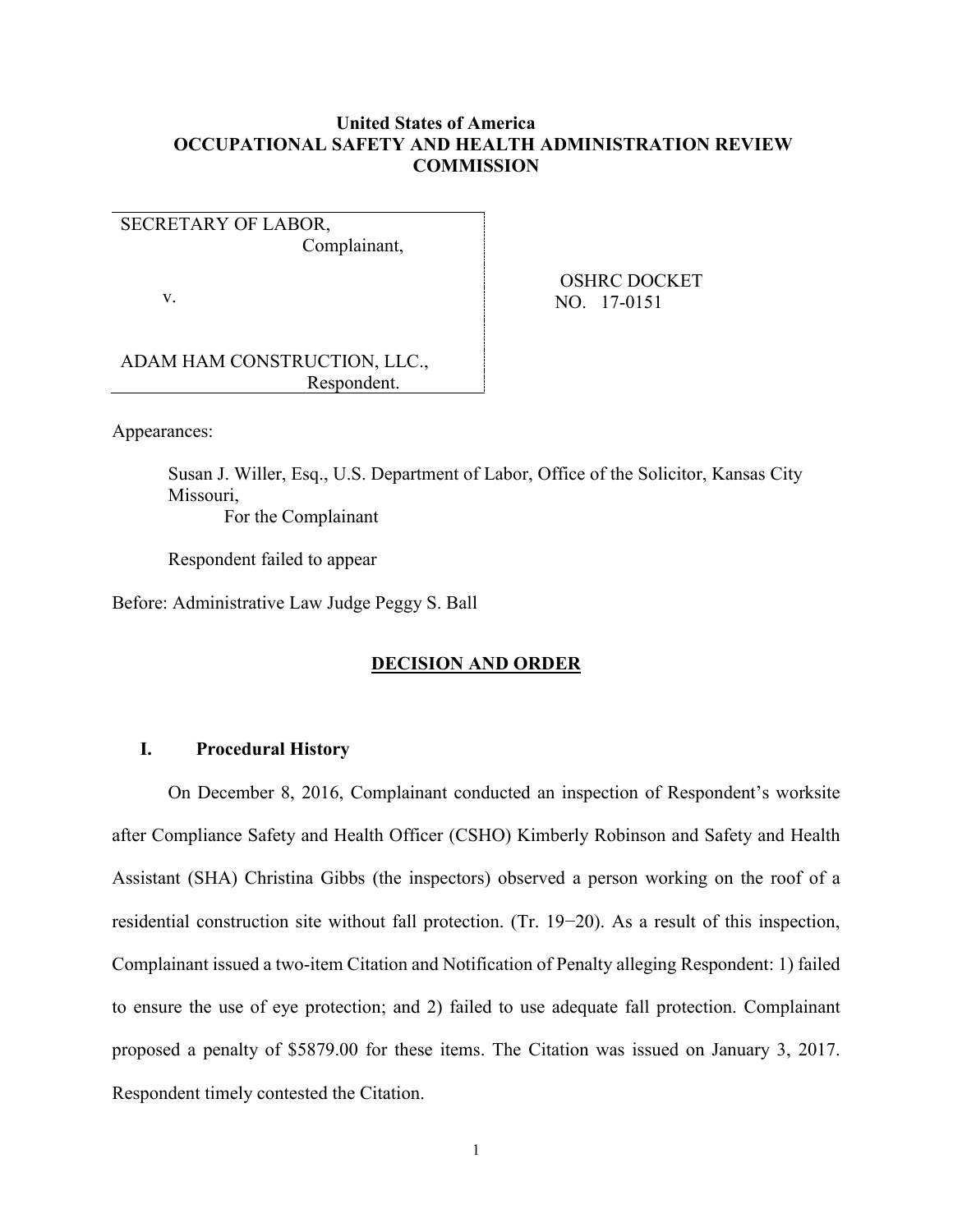**United States of America**
**OCCUPATIONAL SAFETY AND HEALTH ADMINISTRATION REVIEW COMMISSION**

| | |
|---|---|
| SECRETARY OF LABOR, Complainant, v. ADAM HAM CONSTRUCTION, LLC., Respondent. | OSHRC DOCKET NO. 17-0151 |

Appearances:

Susan J. Willer, Esq., U.S. Department of Labor, Office of the Solicitor, Kansas City Missouri,
For the Complainant

Respondent failed to appear

Before: Administrative Law Judge Peggy S. Ball

## DECISION AND ORDER

### I. Procedural History

On December 8, 2016, Complainant conducted an inspection of Respondent's worksite after Compliance Safety and Health Officer (CSHO) Kimberly Robinson and Safety and Health Assistant (SHA) Christina Gibbs (the inspectors) observed a person working on the roof of a residential construction site without fall protection. (Tr. 19−20). As a result of this inspection, Complainant issued a two-item Citation and Notification of Penalty alleging Respondent: 1) failed to ensure the use of eye protection; and 2) failed to use adequate fall protection. Complainant proposed a penalty of $5879.00 for these items. The Citation was issued on January 3, 2017. Respondent timely contested the Citation.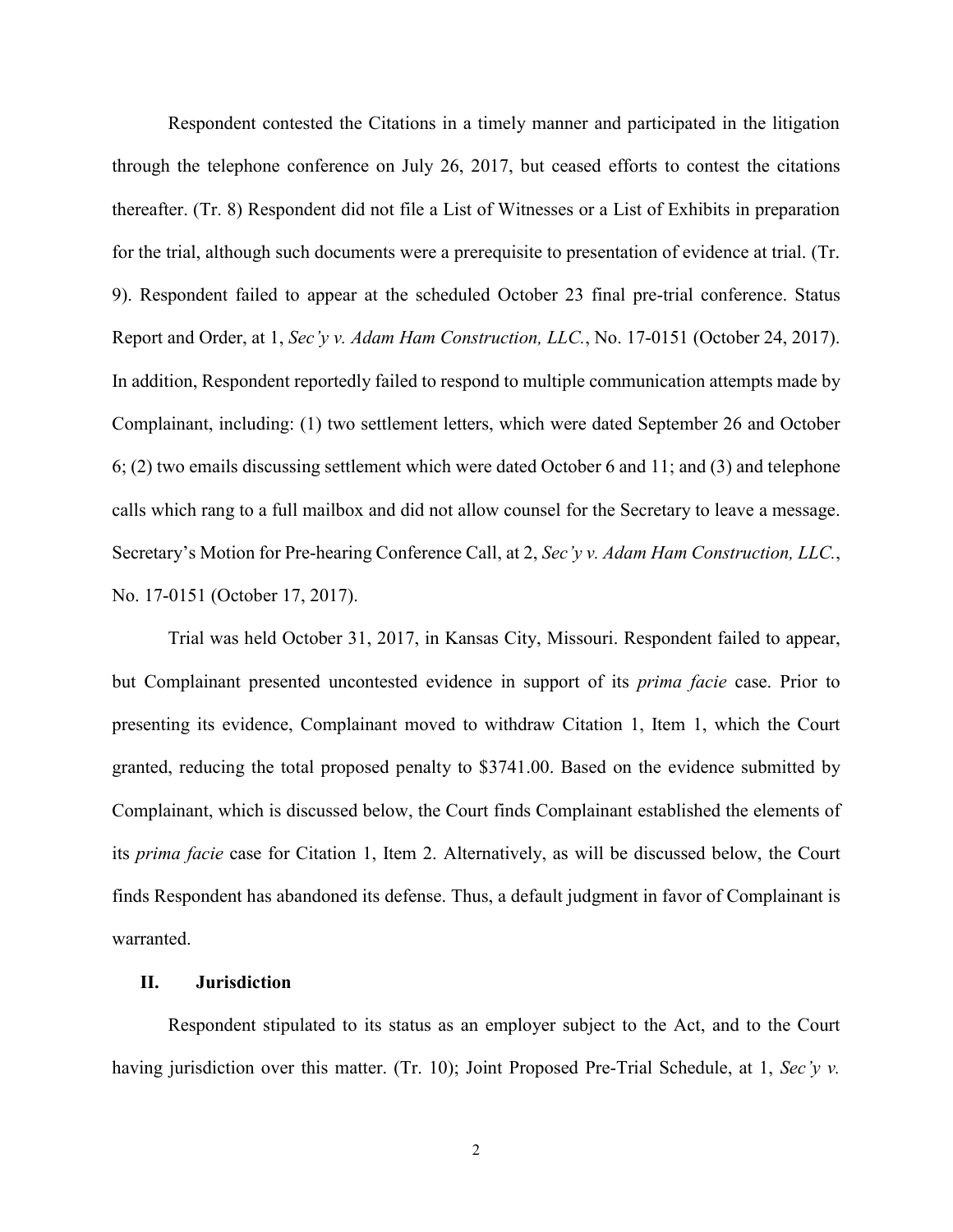Respondent contested the Citations in a timely manner and participated in the litigation through the telephone conference on July 26, 2017, but ceased efforts to contest the citations thereafter. (Tr. 8) Respondent did not file a List of Witnesses or a List of Exhibits in preparation for the trial, although such documents were a prerequisite to presentation of evidence at trial. (Tr. 9). Respondent failed to appear at the scheduled October 23 final pre-trial conference. Status Report and Order, at 1, *Sec'y v. Adam Ham Construction, LLC.*, No. 17-0151 (October 24, 2017). In addition, Respondent reportedly failed to respond to multiple communication attempts made by Complainant, including: (1) two settlement letters, which were dated September 26 and October 6; (2) two emails discussing settlement which were dated October 6 and 11; and (3) and telephone calls which rang to a full mailbox and did not allow counsel for the Secretary to leave a message. Secretary's Motion for Pre-hearing Conference Call, at 2, *Sec'y v. Adam Ham Construction, LLC.*, No. 17-0151 (October 17, 2017).

Trial was held October 31, 2017, in Kansas City, Missouri. Respondent failed to appear, but Complainant presented uncontested evidence in support of its *prima facie* case. Prior to presenting its evidence, Complainant moved to withdraw Citation 1, Item 1, which the Court granted, reducing the total proposed penalty to $3741.00. Based on the evidence submitted by Complainant, which is discussed below, the Court finds Complainant established the elements of its *prima facie* case for Citation 1, Item 2. Alternatively, as will be discussed below, the Court finds Respondent has abandoned its defense. Thus, a default judgment in favor of Complainant is warranted.

## II. Jurisdiction

Respondent stipulated to its status as an employer subject to the Act, and to the Court having jurisdiction over this matter. (Tr. 10); Joint Proposed Pre-Trial Schedule, at 1, *Sec'y v.*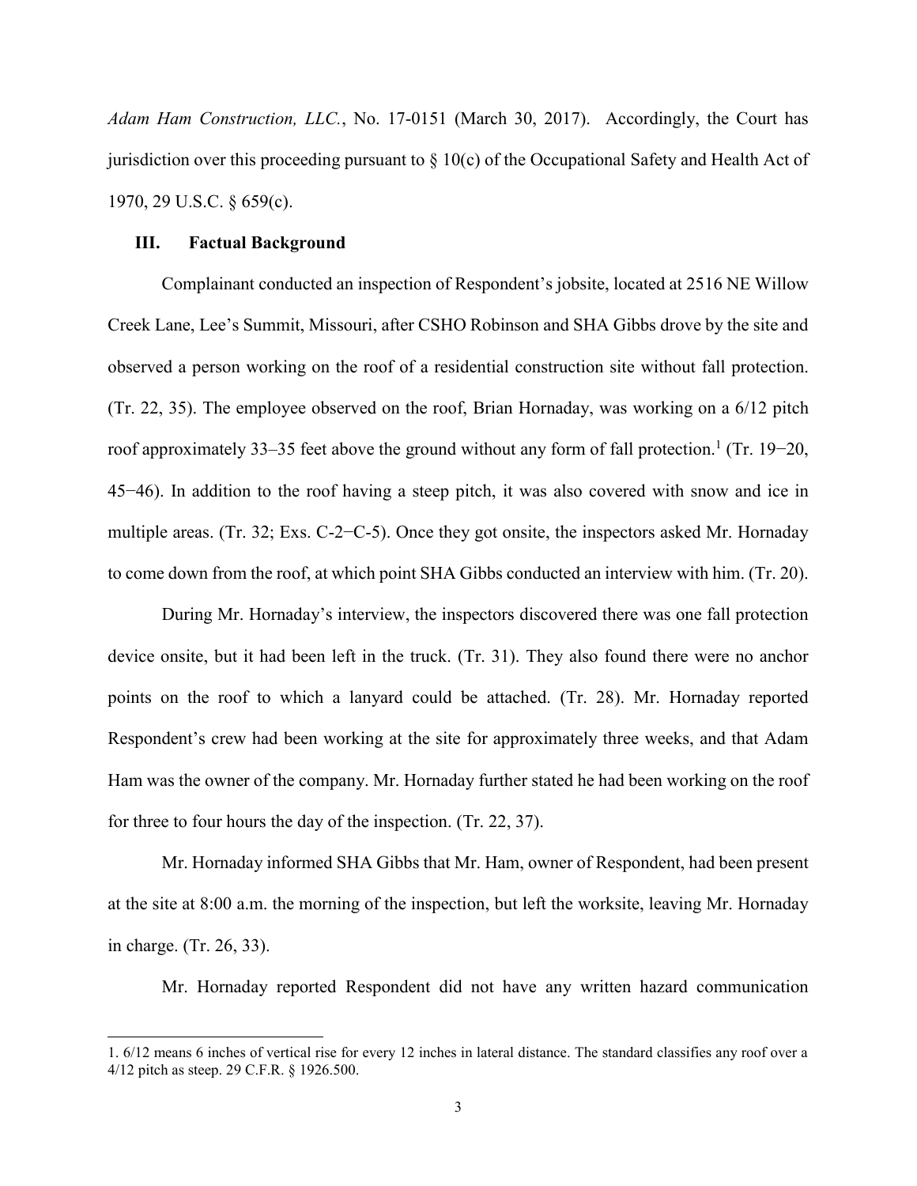*Adam Ham Construction, LLC.*, No. 17-0151 (March 30, 2017). Accordingly, the Court has jurisdiction over this proceeding pursuant to § 10(c) of the Occupational Safety and Health Act of 1970, 29 U.S.C. § 659(c).

### III. Factual Background

Complainant conducted an inspection of Respondent's jobsite, located at 2516 NE Willow Creek Lane, Lee's Summit, Missouri, after CSHO Robinson and SHA Gibbs drove by the site and observed a person working on the roof of a residential construction site without fall protection. (Tr. 22, 35). The employee observed on the roof, Brian Hornaday, was working on a 6/12 pitch roof approximately 33–35 feet above the ground without any form of fall protection.[1] (Tr. 19−20, 45−46). In addition to the roof having a steep pitch, it was also covered with snow and ice in multiple areas. (Tr. 32; Exs. C-2−C-5). Once they got onsite, the inspectors asked Mr. Hornaday to come down from the roof, at which point SHA Gibbs conducted an interview with him. (Tr. 20).

During Mr. Hornaday's interview, the inspectors discovered there was one fall protection device onsite, but it had been left in the truck. (Tr. 31). They also found there were no anchor points on the roof to which a lanyard could be attached. (Tr. 28). Mr. Hornaday reported Respondent's crew had been working at the site for approximately three weeks, and that Adam Ham was the owner of the company. Mr. Hornaday further stated he had been working on the roof for three to four hours the day of the inspection. (Tr. 22, 37).

Mr. Hornaday informed SHA Gibbs that Mr. Ham, owner of Respondent, had been present at the site at 8:00 a.m. the morning of the inspection, but left the worksite, leaving Mr. Hornaday in charge. (Tr. 26, 33).

Mr. Hornaday reported Respondent did not have any written hazard communication

---

1. 6/12 means 6 inches of vertical rise for every 12 inches in lateral distance. The standard classifies any roof over a 4/12 pitch as steep. 29 C.F.R. § 1926.500.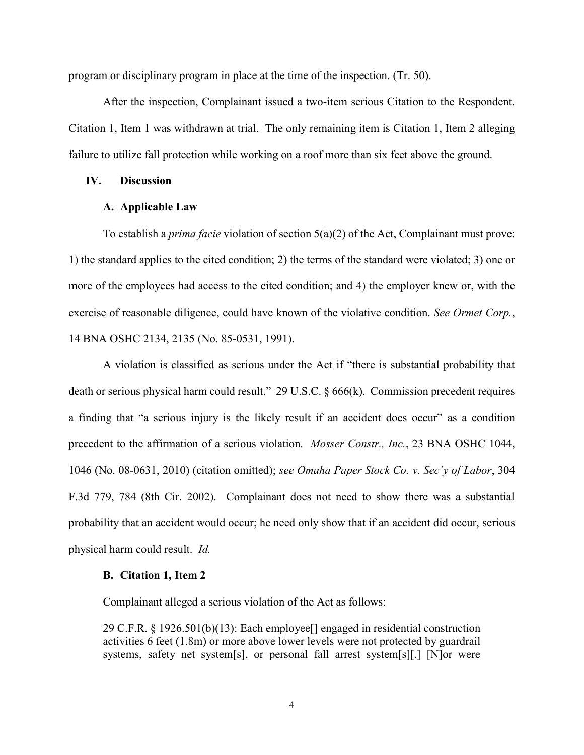program or disciplinary program in place at the time of the inspection. (Tr. 50).

After the inspection, Complainant issued a two-item serious Citation to the Respondent. Citation 1, Item 1 was withdrawn at trial. The only remaining item is Citation 1, Item 2 alleging failure to utilize fall protection while working on a roof more than six feet above the ground.

## IV. Discussion

### A. Applicable Law

To establish a *prima facie* violation of section 5(a)(2) of the Act, Complainant must prove: 1) the standard applies to the cited condition; 2) the terms of the standard were violated; 3) one or more of the employees had access to the cited condition; and 4) the employer knew or, with the exercise of reasonable diligence, could have known of the violative condition. *See Ormet Corp.*, 14 BNA OSHC 2134, 2135 (No. 85-0531, 1991).

A violation is classified as serious under the Act if "there is substantial probability that death or serious physical harm could result." 29 U.S.C. § 666(k). Commission precedent requires a finding that "a serious injury is the likely result if an accident does occur" as a condition precedent to the affirmation of a serious violation. *Mosser Constr., Inc.*, 23 BNA OSHC 1044, 1046 (No. 08-0631, 2010) (citation omitted); *see Omaha Paper Stock Co. v. Sec'y of Labor*, 304 F.3d 779, 784 (8th Cir. 2002). Complainant does not need to show there was a substantial probability that an accident would occur; he need only show that if an accident did occur, serious physical harm could result. *Id.*

### B. Citation 1, Item 2

Complainant alleged a serious violation of the Act as follows:

> 29 C.F.R. § 1926.501(b)(13): Each employee[] engaged in residential construction activities 6 feet (1.8m) or more above lower levels were not protected by guardrail systems, safety net system[s], or personal fall arrest system[s][.] [N]or were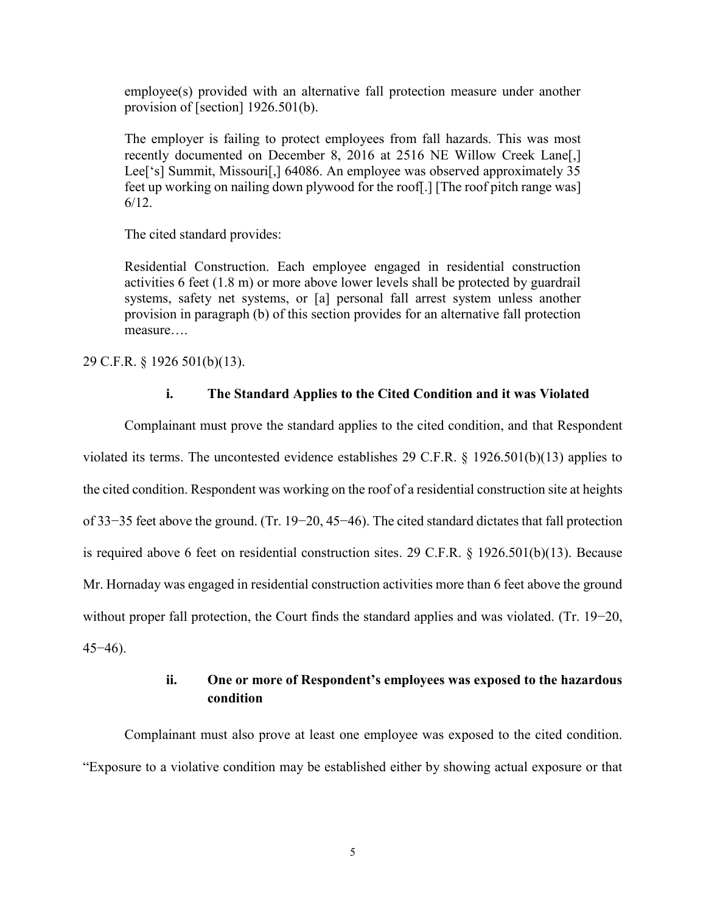> employee(s) provided with an alternative fall protection measure under another provision of [section] 1926.501(b).
>
> The employer is failing to protect employees from fall hazards. This was most recently documented on December 8, 2016 at 2516 NE Willow Creek Lane[,] Lee['s] Summit, Missouri[,] 64086. An employee was observed approximately 35 feet up working on nailing down plywood for the roof[.] [The roof pitch range was] 6/12.
>
> The cited standard provides:
>
> Residential Construction. Each employee engaged in residential construction activities 6 feet (1.8 m) or more above lower levels shall be protected by guardrail systems, safety net systems, or [a] personal fall arrest system unless another provision in paragraph (b) of this section provides for an alternative fall protection measure….

29 C.F.R. § 1926 501(b)(13).

#### i. The Standard Applies to the Cited Condition and it was Violated

Complainant must prove the standard applies to the cited condition, and that Respondent violated its terms. The uncontested evidence establishes 29 C.F.R. § 1926.501(b)(13) applies to the cited condition. Respondent was working on the roof of a residential construction site at heights of 33−35 feet above the ground. (Tr. 19−20, 45−46). The cited standard dictates that fall protection is required above 6 feet on residential construction sites. 29 C.F.R. § 1926.501(b)(13). Because Mr. Hornaday was engaged in residential construction activities more than 6 feet above the ground without proper fall protection, the Court finds the standard applies and was violated. (Tr. 19−20, 45−46).

#### ii. One or more of Respondent's employees was exposed to the hazardous condition

Complainant must also prove at least one employee was exposed to the cited condition. "Exposure to a violative condition may be established either by showing actual exposure or that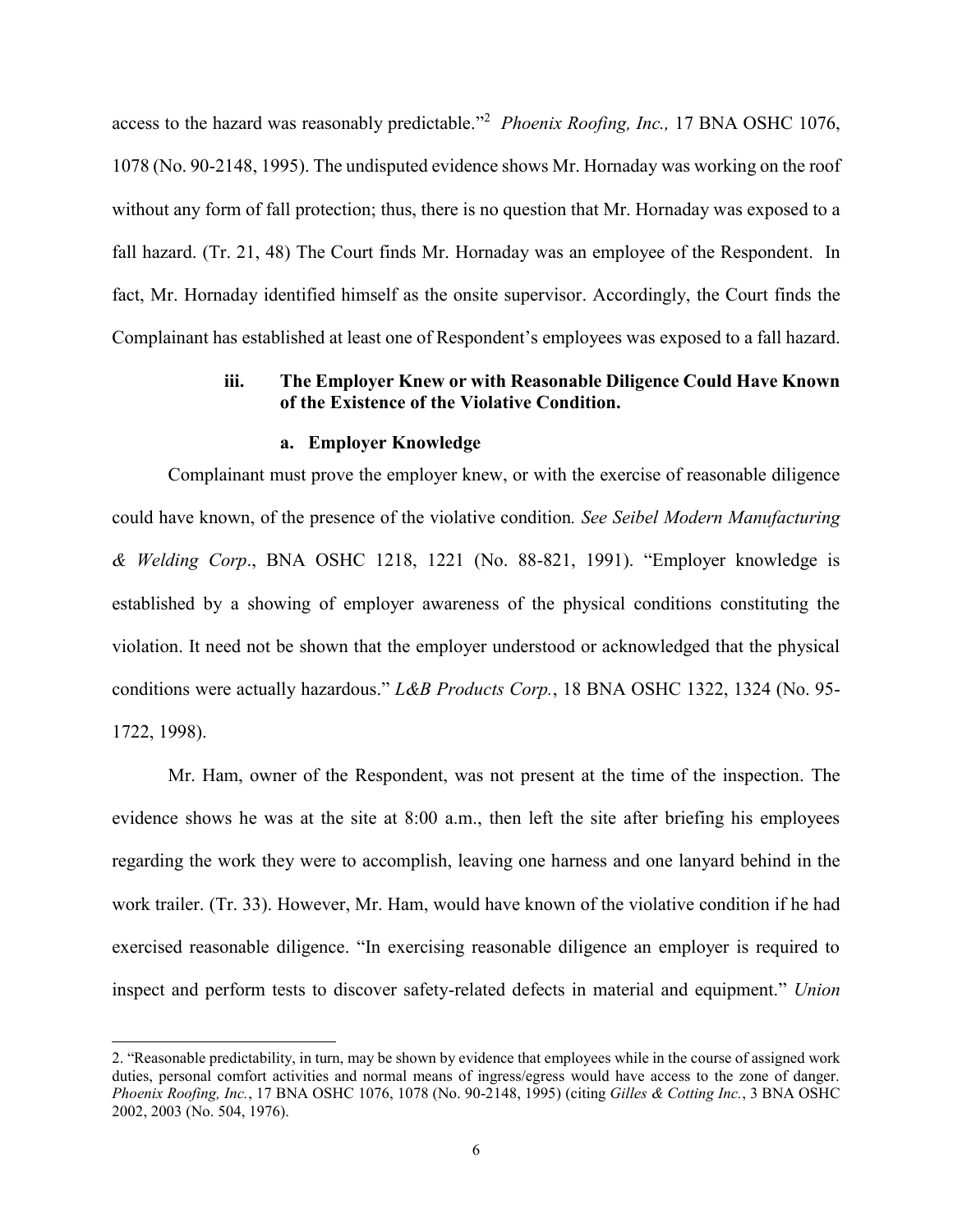access to the hazard was reasonably predictable."[2] *Phoenix Roofing, Inc.,* 17 BNA OSHC 1076, 1078 (No. 90-2148, 1995). The undisputed evidence shows Mr. Hornaday was working on the roof without any form of fall protection; thus, there is no question that Mr. Hornaday was exposed to a fall hazard. (Tr. 21, 48) The Court finds Mr. Hornaday was an employee of the Respondent. In fact, Mr. Hornaday identified himself as the onsite supervisor. Accordingly, the Court finds the Complainant has established at least one of Respondent's employees was exposed to a fall hazard.

### iii. The Employer Knew or with Reasonable Diligence Could Have Known of the Existence of the Violative Condition.

#### a. Employer Knowledge

Complainant must prove the employer knew, or with the exercise of reasonable diligence could have known, of the presence of the violative condition*. See Seibel Modern Manufacturing & Welding Corp*., BNA OSHC 1218, 1221 (No. 88-821, 1991). "Employer knowledge is established by a showing of employer awareness of the physical conditions constituting the violation. It need not be shown that the employer understood or acknowledged that the physical conditions were actually hazardous." *L&B Products Corp.*, 18 BNA OSHC 1322, 1324 (No. 95-1722, 1998).

Mr. Ham, owner of the Respondent, was not present at the time of the inspection. The evidence shows he was at the site at 8:00 a.m., then left the site after briefing his employees regarding the work they were to accomplish, leaving one harness and one lanyard behind in the work trailer. (Tr. 33). However, Mr. Ham, would have known of the violative condition if he had exercised reasonable diligence. "In exercising reasonable diligence an employer is required to inspect and perform tests to discover safety-related defects in material and equipment." *Union*

---

2. "Reasonable predictability, in turn, may be shown by evidence that employees while in the course of assigned work duties, personal comfort activities and normal means of ingress/egress would have access to the zone of danger. *Phoenix Roofing, Inc.*, 17 BNA OSHC 1076, 1078 (No. 90-2148, 1995) (citing *Gilles & Cotting Inc.*, 3 BNA OSHC 2002, 2003 (No. 504, 1976).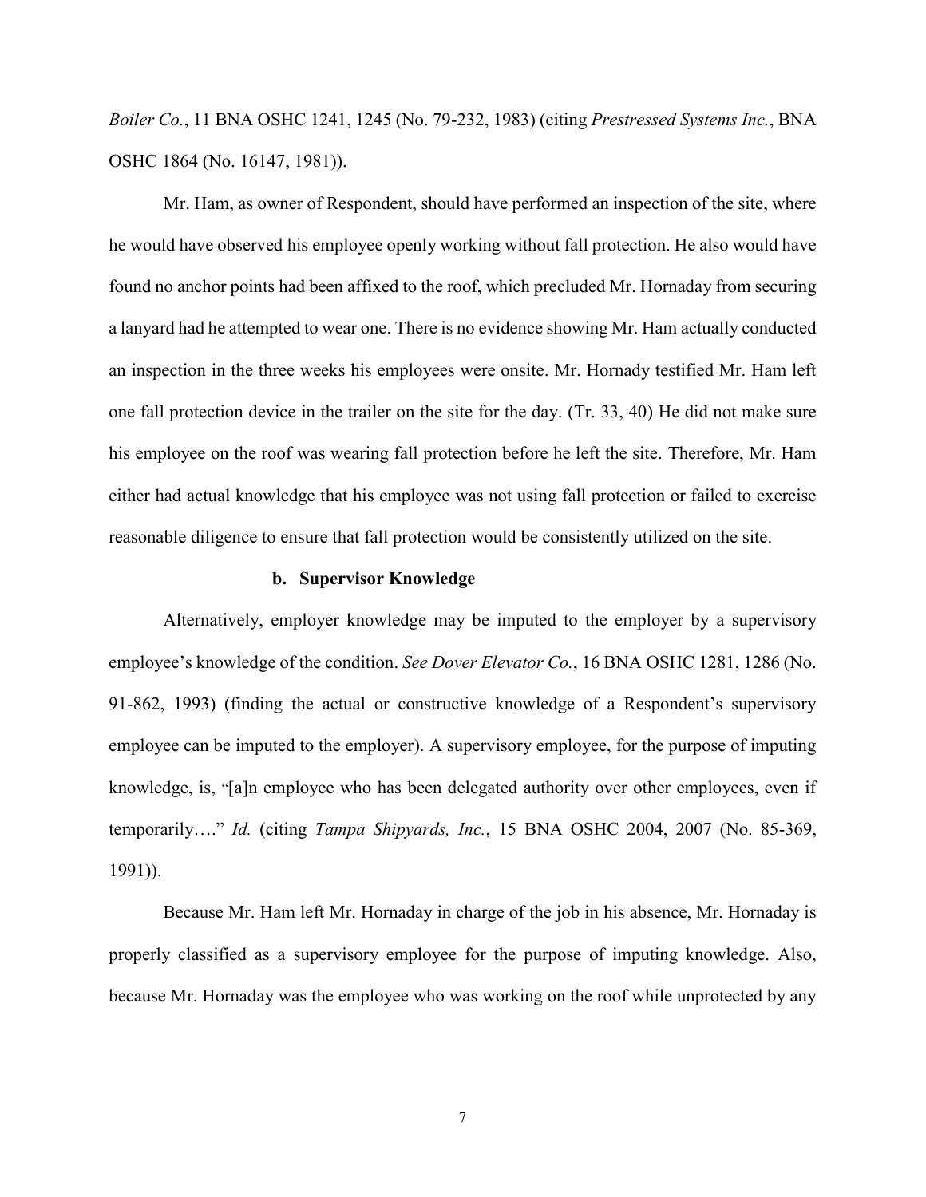*Boiler Co.*, 11 BNA OSHC 1241, 1245 (No. 79-232, 1983) (citing *Prestressed Systems Inc.*, BNA OSHC 1864 (No. 16147, 1981)).

Mr. Ham, as owner of Respondent, should have performed an inspection of the site, where he would have observed his employee openly working without fall protection. He also would have found no anchor points had been affixed to the roof, which precluded Mr. Hornaday from securing a lanyard had he attempted to wear one. There is no evidence showing Mr. Ham actually conducted an inspection in the three weeks his employees were onsite. Mr. Hornady testified Mr. Ham left one fall protection device in the trailer on the site for the day. (Tr. 33, 40) He did not make sure his employee on the roof was wearing fall protection before he left the site. Therefore, Mr. Ham either had actual knowledge that his employee was not using fall protection or failed to exercise reasonable diligence to ensure that fall protection would be consistently utilized on the site.

#### b. Supervisor Knowledge

Alternatively, employer knowledge may be imputed to the employer by a supervisory employee's knowledge of the condition. *See Dover Elevator Co.*, 16 BNA OSHC 1281, 1286 (No. 91-862, 1993) (finding the actual or constructive knowledge of a Respondent's supervisory employee can be imputed to the employer). A supervisory employee, for the purpose of imputing knowledge, is, "[a]n employee who has been delegated authority over other employees, even if temporarily…." *Id.* (citing *Tampa Shipyards, Inc.*, 15 BNA OSHC 2004, 2007 (No. 85-369, 1991)).

Because Mr. Ham left Mr. Hornaday in charge of the job in his absence, Mr. Hornaday is properly classified as a supervisory employee for the purpose of imputing knowledge. Also, because Mr. Hornaday was the employee who was working on the roof while unprotected by any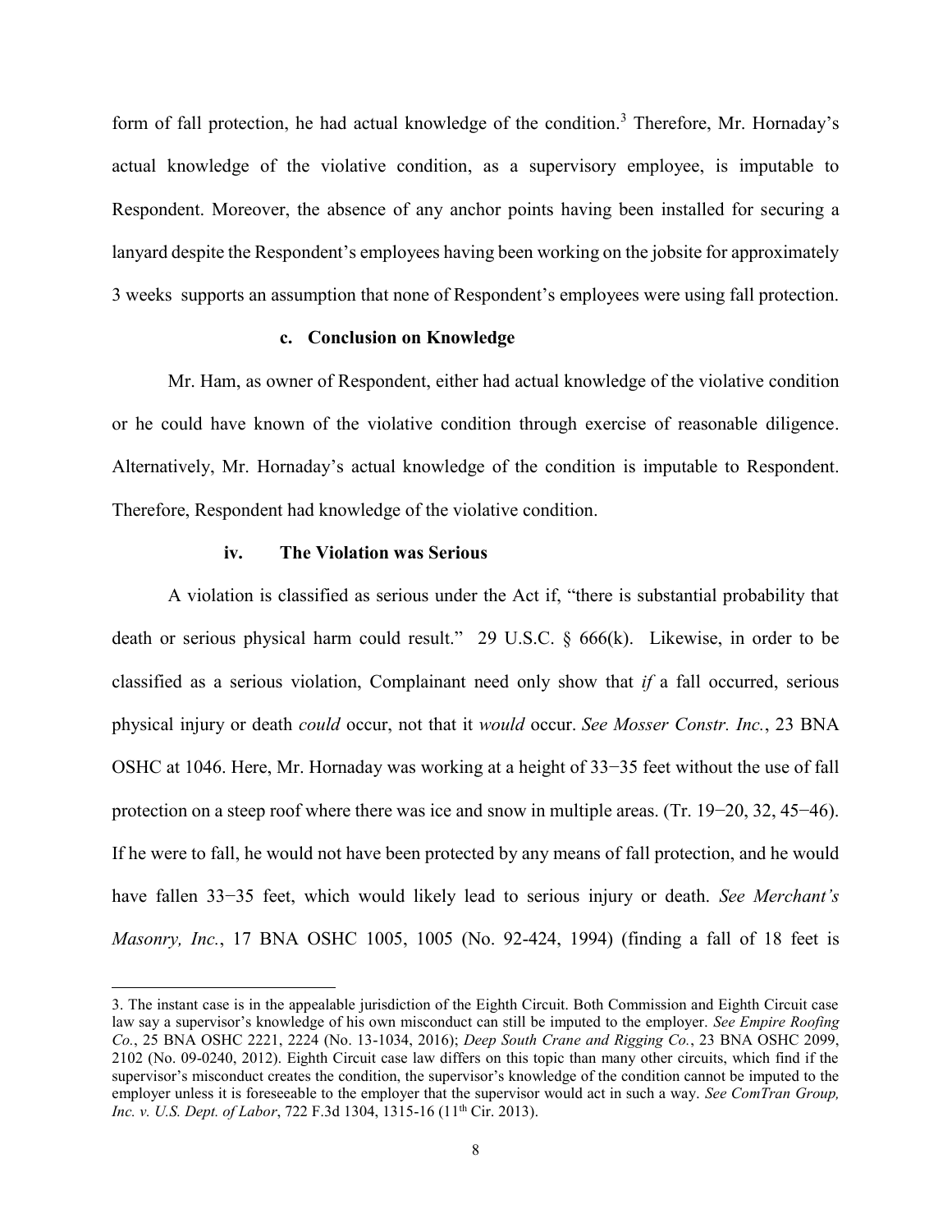form of fall protection, he had actual knowledge of the condition.[3] Therefore, Mr. Hornaday's actual knowledge of the violative condition, as a supervisory employee, is imputable to Respondent. Moreover, the absence of any anchor points having been installed for securing a lanyard despite the Respondent's employees having been working on the jobsite for approximately 3 weeks supports an assumption that none of Respondent's employees were using fall protection.

#### c. Conclusion on Knowledge

Mr. Ham, as owner of Respondent, either had actual knowledge of the violative condition or he could have known of the violative condition through exercise of reasonable diligence. Alternatively, Mr. Hornaday's actual knowledge of the condition is imputable to Respondent. Therefore, Respondent had knowledge of the violative condition.

### iv. The Violation was Serious

A violation is classified as serious under the Act if, "there is substantial probability that death or serious physical harm could result." 29 U.S.C. § 666(k). Likewise, in order to be classified as a serious violation, Complainant need only show that *if* a fall occurred, serious physical injury or death *could* occur, not that it *would* occur. *See Mosser Constr. Inc.*, 23 BNA OSHC at 1046. Here, Mr. Hornaday was working at a height of 33−35 feet without the use of fall protection on a steep roof where there was ice and snow in multiple areas. (Tr. 19−20, 32, 45−46). If he were to fall, he would not have been protected by any means of fall protection, and he would have fallen 33−35 feet, which would likely lead to serious injury or death. *See Merchant's Masonry, Inc.*, 17 BNA OSHC 1005, 1005 (No. 92-424, 1994) (finding a fall of 18 feet is

---

3. The instant case is in the appealable jurisdiction of the Eighth Circuit. Both Commission and Eighth Circuit case law say a supervisor's knowledge of his own misconduct can still be imputed to the employer. *See Empire Roofing Co.*, 25 BNA OSHC 2221, 2224 (No. 13-1034, 2016); *Deep South Crane and Rigging Co.*, 23 BNA OSHC 2099, 2102 (No. 09-0240, 2012). Eighth Circuit case law differs on this topic than many other circuits, which find if the supervisor's misconduct creates the condition, the supervisor's knowledge of the condition cannot be imputed to the employer unless it is foreseeable to the employer that the supervisor would act in such a way. *See ComTran Group, Inc. v. U.S. Dept. of Labor*, 722 F.3d 1304, 1315-16 (11th Cir. 2013).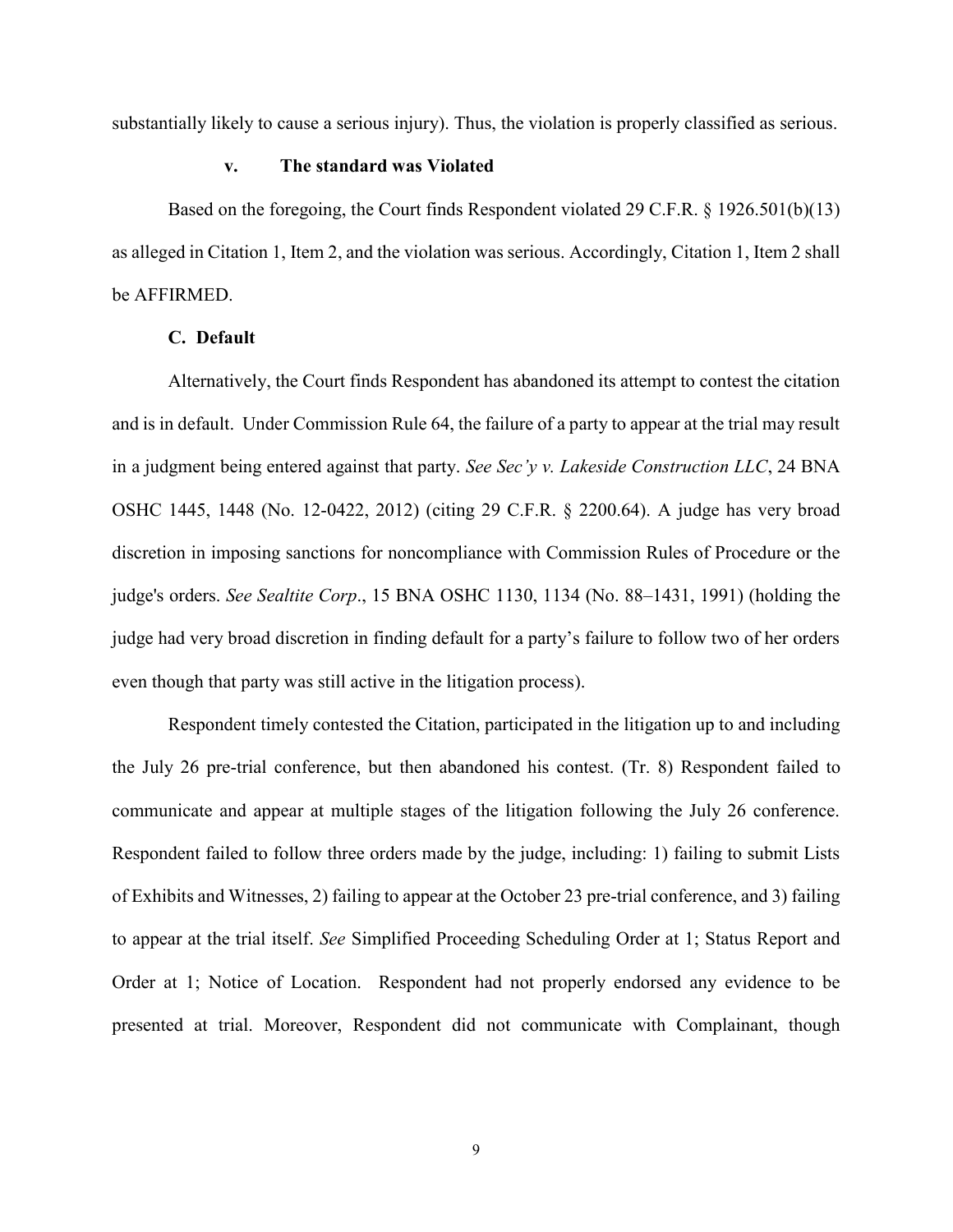substantially likely to cause a serious injury). Thus, the violation is properly classified as serious.

#### v. The standard was Violated

Based on the foregoing, the Court finds Respondent violated 29 C.F.R. § 1926.501(b)(13) as alleged in Citation 1, Item 2, and the violation was serious. Accordingly, Citation 1, Item 2 shall be AFFIRMED.

### C. Default

Alternatively, the Court finds Respondent has abandoned its attempt to contest the citation and is in default. Under Commission Rule 64, the failure of a party to appear at the trial may result in a judgment being entered against that party. *See Sec'y v. Lakeside Construction LLC*, 24 BNA OSHC 1445, 1448 (No. 12-0422, 2012) (citing 29 C.F.R. § 2200.64). A judge has very broad discretion in imposing sanctions for noncompliance with Commission Rules of Procedure or the judge's orders. *See Sealtite Corp*., 15 BNA OSHC 1130, 1134 (No. 88–1431, 1991) (holding the judge had very broad discretion in finding default for a party's failure to follow two of her orders even though that party was still active in the litigation process).

Respondent timely contested the Citation, participated in the litigation up to and including the July 26 pre-trial conference, but then abandoned his contest. (Tr. 8) Respondent failed to communicate and appear at multiple stages of the litigation following the July 26 conference. Respondent failed to follow three orders made by the judge, including: 1) failing to submit Lists of Exhibits and Witnesses, 2) failing to appear at the October 23 pre-trial conference, and 3) failing to appear at the trial itself. *See* Simplified Proceeding Scheduling Order at 1; Status Report and Order at 1; Notice of Location. Respondent had not properly endorsed any evidence to be presented at trial. Moreover, Respondent did not communicate with Complainant, though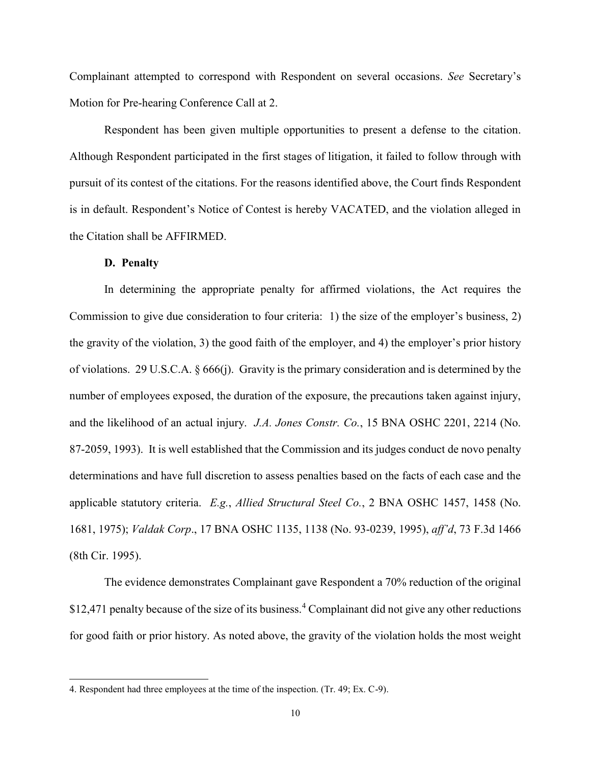Complainant attempted to correspond with Respondent on several occasions. *See* Secretary's Motion for Pre-hearing Conference Call at 2.

Respondent has been given multiple opportunities to present a defense to the citation. Although Respondent participated in the first stages of litigation, it failed to follow through with pursuit of its contest of the citations. For the reasons identified above, the Court finds Respondent is in default. Respondent's Notice of Contest is hereby VACATED, and the violation alleged in the Citation shall be AFFIRMED.

**D. Penalty**

In determining the appropriate penalty for affirmed violations, the Act requires the Commission to give due consideration to four criteria: 1) the size of the employer's business, 2) the gravity of the violation, 3) the good faith of the employer, and 4) the employer's prior history of violations. 29 U.S.C.A. § 666(j). Gravity is the primary consideration and is determined by the number of employees exposed, the duration of the exposure, the precautions taken against injury, and the likelihood of an actual injury. *J.A. Jones Constr. Co.*, 15 BNA OSHC 2201, 2214 (No. 87-2059, 1993). It is well established that the Commission and its judges conduct de novo penalty determinations and have full discretion to assess penalties based on the facts of each case and the applicable statutory criteria. *E.g.*, *Allied Structural Steel Co.*, 2 BNA OSHC 1457, 1458 (No. 1681, 1975); *Valdak Corp*., 17 BNA OSHC 1135, 1138 (No. 93-0239, 1995), *aff'd*, 73 F.3d 1466 (8th Cir. 1995).

The evidence demonstrates Complainant gave Respondent a 70% reduction of the original $12,471 penalty because of the size of its business.[4] Complainant did not give any other reductions for good faith or prior history. As noted above, the gravity of the violation holds the most weight

4. Respondent had three employees at the time of the inspection. (Tr. 49; Ex. C-9).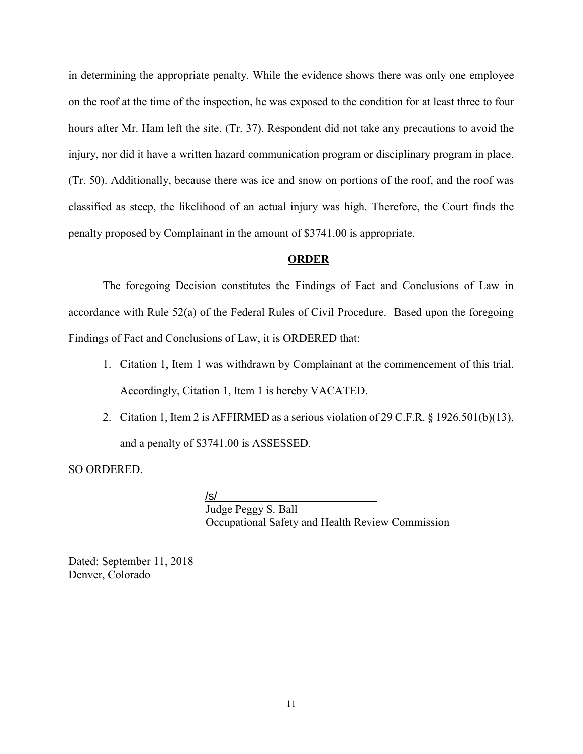in determining the appropriate penalty. While the evidence shows there was only one employee on the roof at the time of the inspection, he was exposed to the condition for at least three to four hours after Mr. Ham left the site. (Tr. 37). Respondent did not take any precautions to avoid the injury, nor did it have a written hazard communication program or disciplinary program in place. (Tr. 50). Additionally, because there was ice and snow on portions of the roof, and the roof was classified as steep, the likelihood of an actual injury was high. Therefore, the Court finds the penalty proposed by Complainant in the amount of $3741.00 is appropriate.

## ORDER

The foregoing Decision constitutes the Findings of Fact and Conclusions of Law in accordance with Rule 52(a) of the Federal Rules of Civil Procedure. Based upon the foregoing Findings of Fact and Conclusions of Law, it is ORDERED that:

1. Citation 1, Item 1 was withdrawn by Complainant at the commencement of this trial. Accordingly, Citation 1, Item 1 is hereby VACATED.
2. Citation 1, Item 2 is AFFIRMED as a serious violation of 29 C.F.R. § 1926.501(b)(13), and a penalty of $3741.00 is ASSESSED.

SO ORDERED.

/s/
Judge Peggy S. Ball
Occupational Safety and Health Review Commission

Dated: September 11, 2018
Denver, Colorado